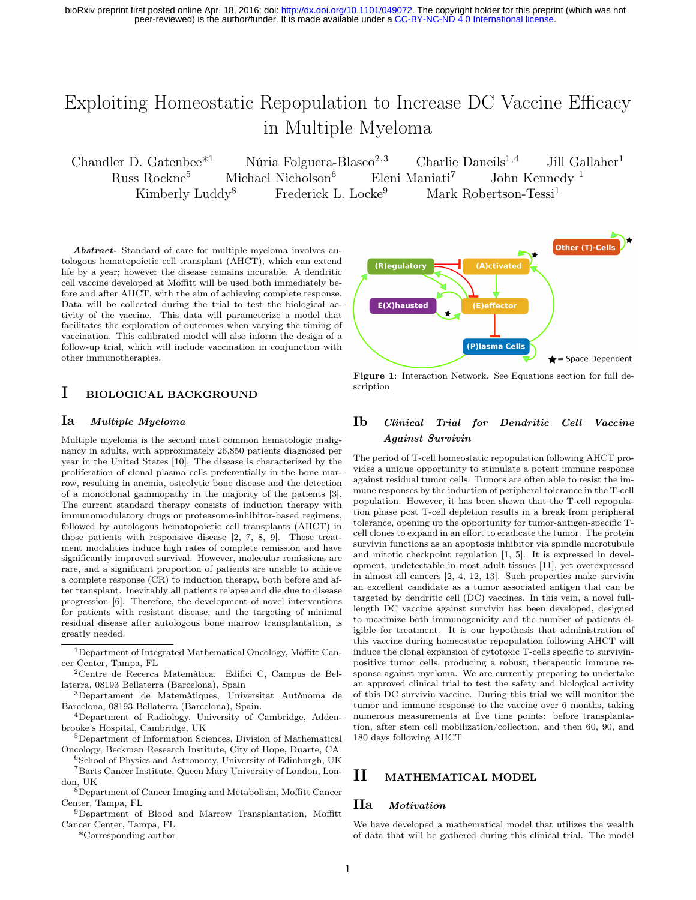bioRxiv preprint first posted online Apr. 18, 2016; doi: http://dx.doi.org/10.1101/049072. The copyright holder for this preprint (which was not peer-reviewed) is the author/funder. It is made available under a CC-BY-NC-ND 4.0 International license.

# Exploiting Homeostatic Repopulation to Increase DC Vaccine Efficacy in Multiple Myeloma

Chandler D. Gatenbee*[1] Núria Folguera-Blasco[2,3] Charlie Daneils[1,4] Jill Gallaher[1] Russ Rockne[5] Michael Nicholson[6] Eleni Maniati[7] John Kennedy [1] Kimberly Luddy[8] Frederick L. Locke[9] Mark Robertson-Tessi[1]

***Abstract-*** Standard of care for multiple myeloma involves autologous hematopoietic cell transplant (AHCT), which can extend life by a year; however the disease remains incurable. A dendritic cell vaccine developed at Moffitt will be used both immediately before and after AHCT, with the aim of achieving complete response. Data will be collected during the trial to test the biological activity of the vaccine. This data will parameterize a model that facilitates the exploration of outcomes when varying the timing of vaccination. This calibrated model will also inform the design of a follow-up trial, which will include vaccination in conjunction with other immunotherapies.

## I BIOLOGICAL BACKGROUND

### Ia *Multiple Myeloma*

Multiple myeloma is the second most common hematologic malignancy in adults, with approximately 26,850 patients diagnosed per year in the United States [10]. The disease is characterized by the proliferation of clonal plasma cells preferentially in the bone marrow, resulting in anemia, osteolytic bone disease and the detection of a monoclonal gammopathy in the majority of the patients [3]. The current standard therapy consists of induction therapy with immunomodulatory drugs or proteasome-inhibitor-based regimens, followed by autologous hematopoietic cell transplants (AHCT) in those patients with responsive disease [2, 7, 8, 9]. These treatment modalities induce high rates of complete remission and have significantly improved survival. However, molecular remissions are rare, and a significant proportion of patients are unable to achieve a complete response (CR) to induction therapy, both before and after transplant. Inevitably all patients relapse and die due to disease progression [6]. Therefore, the development of novel interventions for patients with resistant disease, and the targeting of minimal residual disease after autologous bone marrow transplantation, is greatly needed.

[1]Department of Integrated Mathematical Oncology, Moffitt Cancer Center, Tampa, FL
[2]Centre de Recerca Matemàtica. Edifici C, Campus de Bellaterra, 08193 Bellaterra (Barcelona), Spain
[3]Departament de Matemàtiques, Universitat Autònoma de Barcelona, 08193 Bellaterra (Barcelona), Spain.
[4]Department of Radiology, University of Cambridge, Addenbrooke's Hospital, Cambridge, UK
[5]Department of Information Sciences, Division of Mathematical Oncology, Beckman Research Institute, City of Hope, Duarte, CA
[6]School of Physics and Astronomy, University of Edinburgh, UK
[7]Barts Cancer Institute, Queen Mary University of London, London, UK
[8]Department of Cancer Imaging and Metabolism, Moffitt Cancer Center, Tampa, FL
[9]Department of Blood and Marrow Transplantation, Moffitt Cancer Center, Tampa, FL
*Corresponding author

**Figure 1**: Interaction Network. See Equations section for full description

### Ib *Clinical Trial for Dendritic Cell Vaccine Against Survivin*

The period of T-cell homeostatic repopulation following AHCT provides a unique opportunity to stimulate a potent immune response against residual tumor cells. Tumors are often able to resist the immune responses by the induction of peripheral tolerance in the T-cell population. However, it has been shown that the T-cell repopulation phase post T-cell depletion results in a break from peripheral tolerance, opening up the opportunity for tumor-antigen-specific T-cell clones to expand in an effort to eradicate the tumor. The protein survivin functions as an apoptosis inhibitor via spindle microtubule and mitotic checkpoint regulation [1, 5]. It is expressed in development, undetectable in most adult tissues [11], yet overexpressed in almost all cancers [2, 4, 12, 13]. Such properties make survivin an excellent candidate as a tumor associated antigen that can be targeted by dendritic cell (DC) vaccines. In this vein, a novel full-length DC vaccine against survivin has been developed, designed to maximize both immunogenicity and the number of patients eligible for treatment. It is our hypothesis that administration of this vaccine during homeostatic repopulation following AHCT will induce the clonal expansion of cytotoxic T-cells specific to survivin-positive tumor cells, producing a robust, therapeutic immune response against myeloma. We are currently preparing to undertake an approved clinical trial to test the safety and biological activity of this DC survivin vaccine. During this trial we will monitor the tumor and immune response to the vaccine over 6 months, taking numerous measurements at five time points: before transplantation, after stem cell mobilization/collection, and then 60, 90, and 180 days following AHCT

## II MATHEMATICAL MODEL

### IIa *Motivation*

We have developed a mathematical model that utilizes the wealth of data that will be gathered during this clinical trial. The model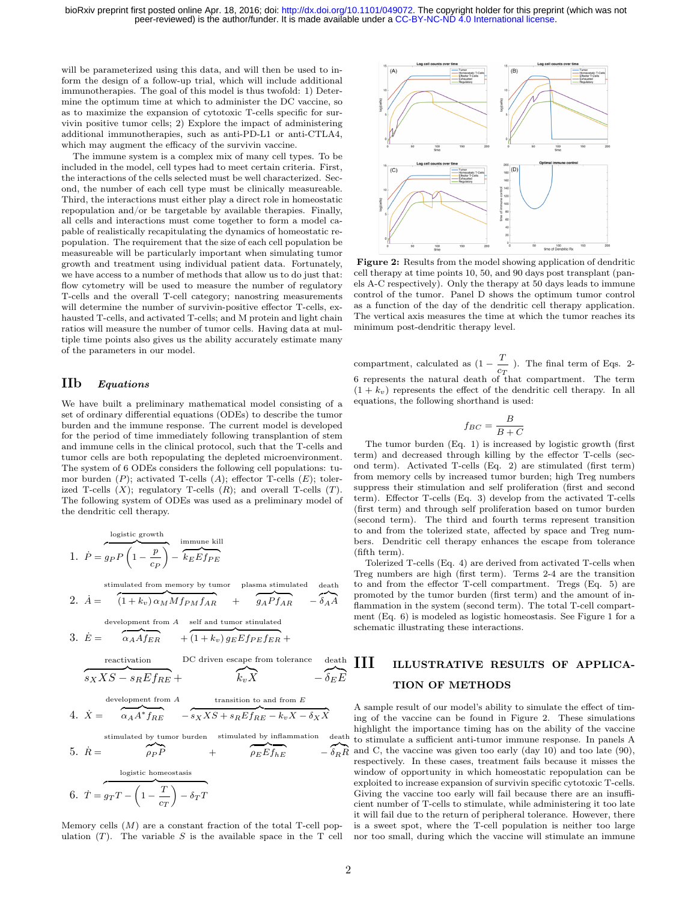will be parameterized using this data, and will then be used to inform the design of a follow-up trial, which will include additional immunotherapies. The goal of this model is thus twofold: 1) Determine the optimum time at which to administer the DC vaccine, so as to maximize the expansion of cytotoxic T-cells specific for survivin positive tumor cells; 2) Explore the impact of administering additional immunotherapies, such as anti-PD-L1 or anti-CTLA4, which may augment the efficacy of the survivin vaccine.

The immune system is a complex mix of many cell types. To be included in the model, cell types had to meet certain criteria. First, the interactions of the cells selected must be well characterized. Second, the number of each cell type must be clinically measureable. Third, the interactions must either play a direct role in homeostatic repopulation and/or be targetable by available therapies. Finally, all cells and interactions must come together to form a model capable of realistically recapitulating the dynamics of homeostatic repopulation. The requirement that the size of each cell population be measureable will be particularly important when simulating tumor growth and treatment using individual patient data. Fortunately, we have access to a number of methods that allow us to do just that: flow cytometry will be used to measure the number of regulatory T-cells and the overall T-cell category; nanostring measurements will determine the number of survivin-positive effector T-cells, exhausted T-cells, and activated T-cells; and M protein and light chain ratios will measure the number of tumor cells. Having data at multiple time points also gives us the ability accurately estimate many of the parameters in our model.

## IIb *Equations*

We have built a preliminary mathematical model consisting of a set of ordinary differential equations (ODEs) to describe the tumor burden and the immune response. The current model is developed for the period of time immediately following transplantation of stem and immune cells in the clinical protocol, such that the T-cells and tumor cells are both repopulating the depleted microenvironment. The system of 6 ODEs considers the following cell populations: tumor burden ($P$); activated T-cells ($A$); effector T-cells ($E$); tolerized T-cells ($X$); regulatory T-cells ($R$); and overall T-cells ($T$). The following system of ODEs was used as a preliminary model of the dendritic cell therapy.

$$1.\quad \dot{P} = \overbrace{g_P P\left(1-\frac{p}{c_P}\right)}^{\text{logistic growth}} - \overbrace{k_E E f_{PE}}^{\text{immune kill}}$$

$$2.\quad \dot{A} = \overbrace{(1+k_v)\,\alpha_M M f_{PM} f_{AR}}^{\text{stimulated from memory by tumor}} + \overbrace{g_A P f_{AR}}^{\text{plasma stimulated}} - \overbrace{\delta_A A}^{\text{death}}$$

$$3.\quad \dot{E} = \overbrace{\alpha_A A f_{ER}}^{\text{development from } A} + \overbrace{(1+k_v)\,g_E E f_{PE} f_{ER}}^{\text{self and tumor stimulated}} + \overbrace{s_X X S - s_R E f_{RE}}^{\text{reactivation}} + \overbrace{k_v X}^{\text{DC driven escape from tolerance}} - \overbrace{\delta_E E}^{\text{death}}$$

$$4.\quad \dot{X} = \overbrace{\alpha_A A^* f_{RE}}^{\text{development from } A} \overbrace{- s_X X S + s_R E f_{RE} - k_v X - \delta_X X}^{\text{transition to and from } E}$$

$$5.\quad \dot{R} = \overbrace{\rho_P P}^{\text{stimulated by tumor burden}} + \overbrace{\rho_E E f_{hE}}^{\text{stimulated by inflammation}} - \overbrace{\delta_R R}^{\text{death}}$$

$$6.\quad \dot{T} = \overbrace{g_T T - \left(1-\frac{T}{c_T}\right)}^{\text{logistic homeostasis}} - \delta_T T$$

Memory cells ($M$) are a constant fraction of the total T-cell population ($T$). The variable $S$ is the available space in the T cell compartment, calculated as $(1-\frac{T}{c_T})$. The final term of Eqs. 2-6 represents the natural death of that compartment. The term $(1+k_v)$ represents the effect of the dendritic cell therapy. In all equations, the following shorthand is used:

$$f_{BC} = \frac{B}{B+C}$$

The tumor burden (Eq. 1) is increased by logistic growth (first term) and decreased through killing by the effector T-cells (second term). Activated T-cells (Eq. 2) are stimulated (first term) from memory cells by increased tumor burden; high Treg numbers suppress their stimulation and self proliferation (first and second term). Effector T-cells (Eq. 3) develop from the activated T-cells (first term) and through self proliferation based on tumor burden (second term). The third and fourth terms represent transition to and from the tolerized state, affected by space and Treg numbers. Dendritic cell therapy enhances the escape from tolerance (fifth term).

Tolerized T-cells (Eq. 4) are derived from activated T-cells when Treg numbers are high (first term). Terms 2-4 are the transition to and from the effector T-cell compartment. Tregs (Eq. 5) are promoted by the tumor burden (first term) and the amount of inflammation in the system (second term). The total T-cell compartment (Eq. 6) is modeled as logistic homeostasis. See Figure 1 for a schematic illustrating these interactions.

**Figure 2:** Results from the model showing application of dendritic cell therapy at time points 10, 50, and 90 days post transplant (panels A-C respectively). Only the therapy at 50 days leads to immune control of the tumor. Panel D shows the optimum tumor control as a function of the day of the dendritic cell therapy application. The vertical axis measures the time at which the tumor reaches its minimum post-dendritic therapy level.

## III Illustrative Results of Application of Methods

A sample result of our model's ability to simulate the effect of timing of the vaccine can be found in Figure 2. These simulations highlight the importance timing has on the ability of the vaccine to stimulate a sufficient anti-tumor immune response. In panels A and C, the vaccine was given too early (day 10) and too late (90), respectively. In these cases, treatment fails because it misses the window of opportunity in which homeostatic repopulation can be exploited to increase expansion of survivin specific cytotoxic T-cells. Giving the vaccine too early will fail because there are an insufficient number of T-cells to stimulate, while administering it too late it will fail due to the return of peripheral tolerance. However, there is a sweet spot, where the T-cell population is neither too large nor too small, during which the vaccine will stimulate an immune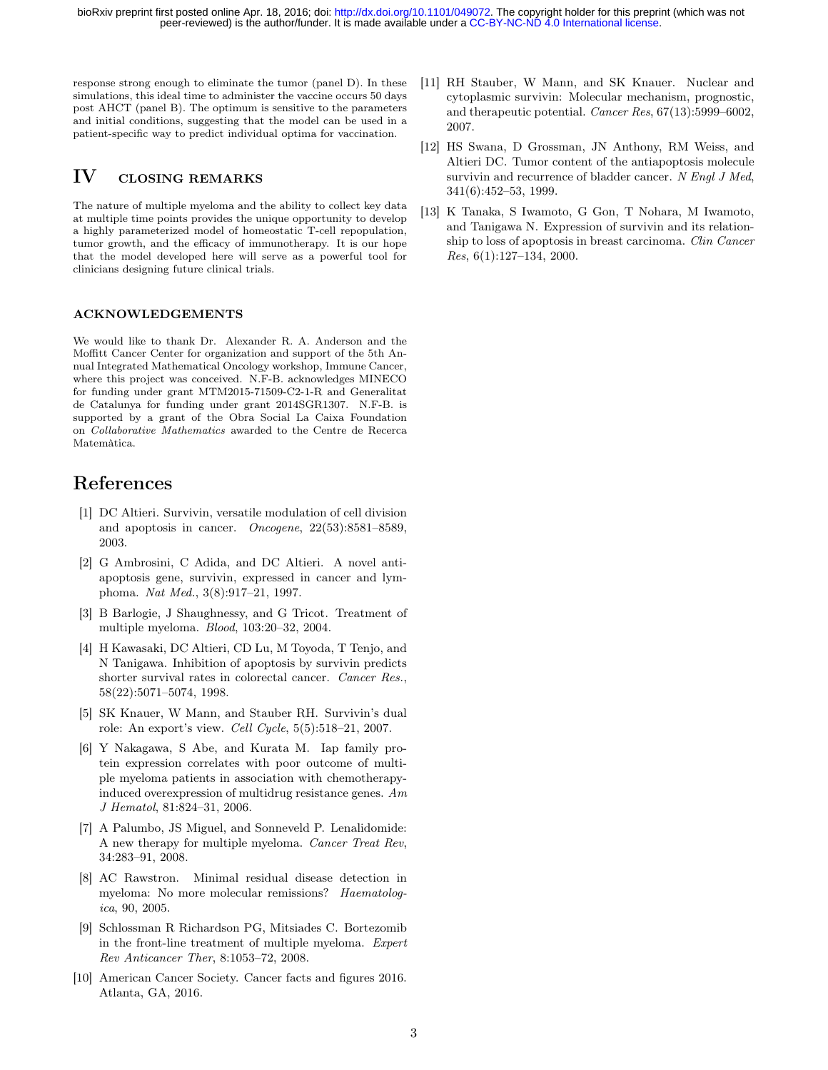response strong enough to eliminate the tumor (panel D). In these simulations, this ideal time to administer the vaccine occurs 50 days post AHCT (panel B). The optimum is sensitive to the parameters and initial conditions, suggesting that the model can be used in a patient-specific way to predict individual optima for vaccination.

## IV CLOSING REMARKS

The nature of multiple myeloma and the ability to collect key data at multiple time points provides the unique opportunity to develop a highly parameterized model of homeostatic T-cell repopulation, tumor growth, and the efficacy of immunotherapy. It is our hope that the model developed here will serve as a powerful tool for clinicians designing future clinical trials.

### ACKNOWLEDGEMENTS

We would like to thank Dr. Alexander R. A. Anderson and the Moffitt Cancer Center for organization and support of the 5th Annual Integrated Mathematical Oncology workshop, Immune Cancer, where this project was conceived. N.F-B. acknowledges MINECO for funding under grant MTM2015-71509-C2-1-R and Generalitat de Catalunya for funding under grant 2014SGR1307. N.F-B. is supported by a grant of the Obra Social La Caixa Foundation on *Collaborative Mathematics* awarded to the Centre de Recerca Matemàtica.

# References

[1] DC Altieri. Survivin, versatile modulation of cell division and apoptosis in cancer. *Oncogene*, 22(53):8581–8589, 2003.

[2] G Ambrosini, C Adida, and DC Altieri. A novel anti-apoptosis gene, survivin, expressed in cancer and lymphoma. *Nat Med.*, 3(8):917–21, 1997.

[3] B Barlogie, J Shaughnessy, and G Tricot. Treatment of multiple myeloma. *Blood*, 103:20–32, 2004.

[4] H Kawasaki, DC Altieri, CD Lu, M Toyoda, T Tenjo, and N Tanigawa. Inhibition of apoptosis by survivin predicts shorter survival rates in colorectal cancer. *Cancer Res.*, 58(22):5071–5074, 1998.

[5] SK Knauer, W Mann, and Stauber RH. Survivin's dual role: An export's view. *Cell Cycle*, 5(5):518–21, 2007.

[6] Y Nakagawa, S Abe, and Kurata M. Iap family protein expression correlates with poor outcome of multiple myeloma patients in association with chemotherapy-induced overexpression of multidrug resistance genes. *Am J Hematol*, 81:824–31, 2006.

[7] A Palumbo, JS Miguel, and Sonneveld P. Lenalidomide: A new therapy for multiple myeloma. *Cancer Treat Rev*, 34:283–91, 2008.

[8] AC Rawstron. Minimal residual disease detection in myeloma: No more molecular remissions? *Haematologica*, 90, 2005.

[9] Schlossman R Richardson PG, Mitsiades C. Bortezomib in the front-line treatment of multiple myeloma. *Expert Rev Anticancer Ther*, 8:1053–72, 2008.

[10] American Cancer Society. Cancer facts and figures 2016. Atlanta, GA, 2016.

[11] RH Stauber, W Mann, and SK Knauer. Nuclear and cytoplasmic survivin: Molecular mechanism, prognostic, and therapeutic potential. *Cancer Res*, 67(13):5999–6002, 2007.

[12] HS Swana, D Grossman, JN Anthony, RM Weiss, and Altieri DC. Tumor content of the antiapoptosis molecule survivin and recurrence of bladder cancer. *N Engl J Med*, 341(6):452–53, 1999.

[13] K Tanaka, S Iwamoto, G Gon, T Nohara, M Iwamoto, and Tanigawa N. Expression of survivin and its relationship to loss of apoptosis in breast carcinoma. *Clin Cancer Res*, 6(1):127–134, 2000.